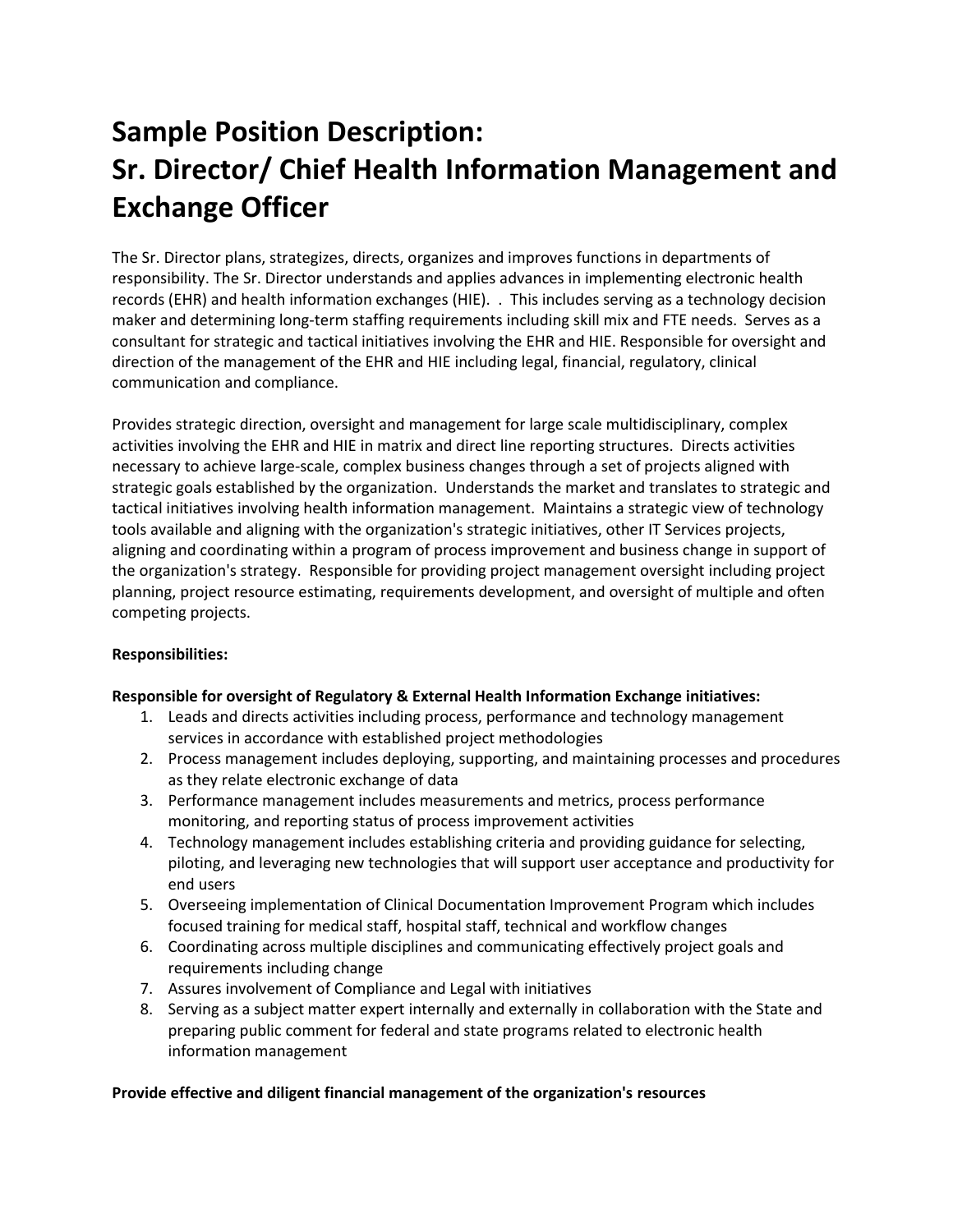# Sample Position Description: Sr. Director/ Chief Health Information Management and Exchange Officer

The Sr. Director plans, strategizes, directs, organizes and improves functions in departments of responsibility. The Sr. Director understands and applies advances in implementing electronic health records (EHR) and health information exchanges (HIE). . This includes serving as a technology decision maker and determining long-term staffing requirements including skill mix and FTE needs. Serves as a consultant for strategic and tactical initiatives involving the EHR and HIE. Responsible for oversight and direction of the management of the EHR and HIE including legal, financial, regulatory, clinical communication and compliance.

Provides strategic direction, oversight and management for large scale multidisciplinary, complex activities involving the EHR and HIE in matrix and direct line reporting structures. Directs activities necessary to achieve large-scale, complex business changes through a set of projects aligned with strategic goals established by the organization. Understands the market and translates to strategic and tactical initiatives involving health information management. Maintains a strategic view of technology tools available and aligning with the organization's strategic initiatives, other IT Services projects, aligning and coordinating within a program of process improvement and business change in support of the organization's strategy. Responsible for providing project management oversight including project planning, project resource estimating, requirements development, and oversight of multiple and often competing projects.

**Responsibilities:**

**Responsible for oversight of Regulatory & External Health Information Exchange initiatives:**

1. Leads and directs activities including process, performance and technology management services in accordance with established project methodologies
2. Process management includes deploying, supporting, and maintaining processes and procedures as they relate electronic exchange of data
3. Performance management includes measurements and metrics, process performance monitoring, and reporting status of process improvement activities
4. Technology management includes establishing criteria and providing guidance for selecting, piloting, and leveraging new technologies that will support user acceptance and productivity for end users
5. Overseeing implementation of Clinical Documentation Improvement Program which includes focused training for medical staff, hospital staff, technical and workflow changes
6. Coordinating across multiple disciplines and communicating effectively project goals and requirements including change
7. Assures involvement of Compliance and Legal with initiatives
8. Serving as a subject matter expert internally and externally in collaboration with the State and preparing public comment for federal and state programs related to electronic health information management

**Provide effective and diligent financial management of the organization's resources**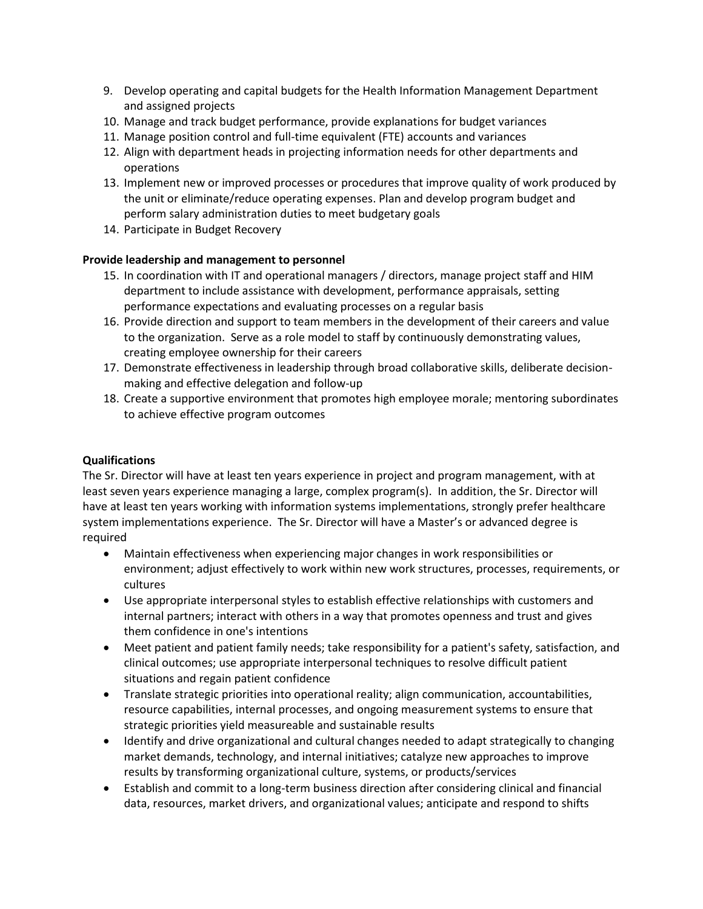9. Develop operating and capital budgets for the Health Information Management Department and assigned projects
10. Manage and track budget performance, provide explanations for budget variances
11. Manage position control and full-time equivalent (FTE) accounts and variances
12. Align with department heads in projecting information needs for other departments and operations
13. Implement new or improved processes or procedures that improve quality of work produced by the unit or eliminate/reduce operating expenses. Plan and develop program budget and perform salary administration duties to meet budgetary goals
14. Participate in Budget Recovery

**Provide leadership and management to personnel**

15. In coordination with IT and operational managers / directors, manage project staff and HIM department to include assistance with development, performance appraisals, setting performance expectations and evaluating processes on a regular basis
16. Provide direction and support to team members in the development of their careers and value to the organization. Serve as a role model to staff by continuously demonstrating values, creating employee ownership for their careers
17. Demonstrate effectiveness in leadership through broad collaborative skills, deliberate decision-making and effective delegation and follow-up
18. Create a supportive environment that promotes high employee morale; mentoring subordinates to achieve effective program outcomes

**Qualifications**

The Sr. Director will have at least ten years experience in project and program management, with at least seven years experience managing a large, complex program(s). In addition, the Sr. Director will have at least ten years working with information systems implementations, strongly prefer healthcare system implementations experience. The Sr. Director will have a Master's or advanced degree is required

- Maintain effectiveness when experiencing major changes in work responsibilities or environment; adjust effectively to work within new work structures, processes, requirements, or cultures
- Use appropriate interpersonal styles to establish effective relationships with customers and internal partners; interact with others in a way that promotes openness and trust and gives them confidence in one's intentions
- Meet patient and patient family needs; take responsibility for a patient's safety, satisfaction, and clinical outcomes; use appropriate interpersonal techniques to resolve difficult patient situations and regain patient confidence
- Translate strategic priorities into operational reality; align communication, accountabilities, resource capabilities, internal processes, and ongoing measurement systems to ensure that strategic priorities yield measureable and sustainable results
- Identify and drive organizational and cultural changes needed to adapt strategically to changing market demands, technology, and internal initiatives; catalyze new approaches to improve results by transforming organizational culture, systems, or products/services
- Establish and commit to a long-term business direction after considering clinical and financial data, resources, market drivers, and organizational values; anticipate and respond to shifts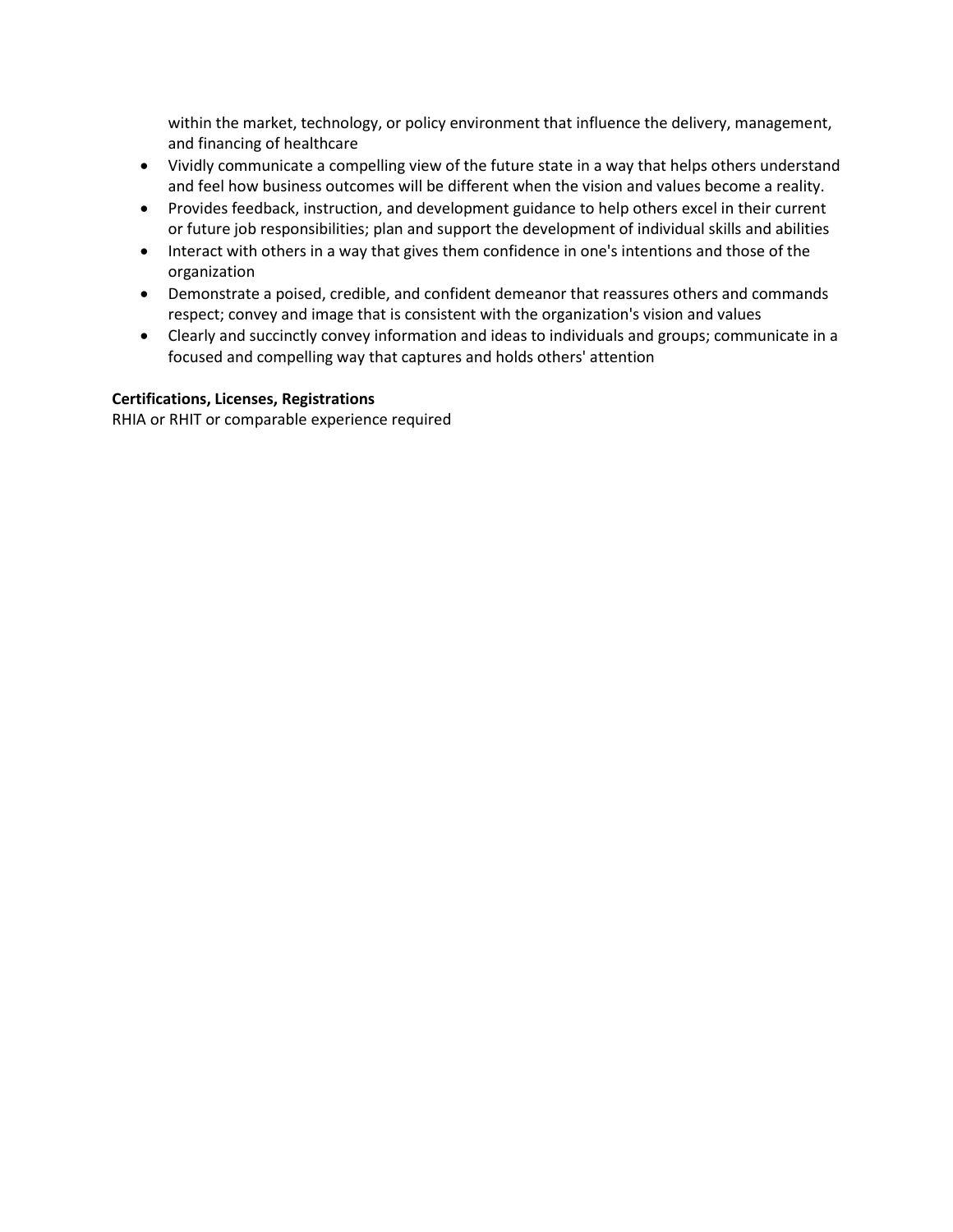within the market, technology, or policy environment that influence the delivery, management, and financing of healthcare

- Vividly communicate a compelling view of the future state in a way that helps others understand and feel how business outcomes will be different when the vision and values become a reality.
- Provides feedback, instruction, and development guidance to help others excel in their current or future job responsibilities; plan and support the development of individual skills and abilities
- Interact with others in a way that gives them confidence in one's intentions and those of the organization
- Demonstrate a poised, credible, and confident demeanor that reassures others and commands respect; convey and image that is consistent with the organization's vision and values
- Clearly and succinctly convey information and ideas to individuals and groups; communicate in a focused and compelling way that captures and holds others' attention

**Certifications, Licenses, Registrations**

RHIA or RHIT or comparable experience required